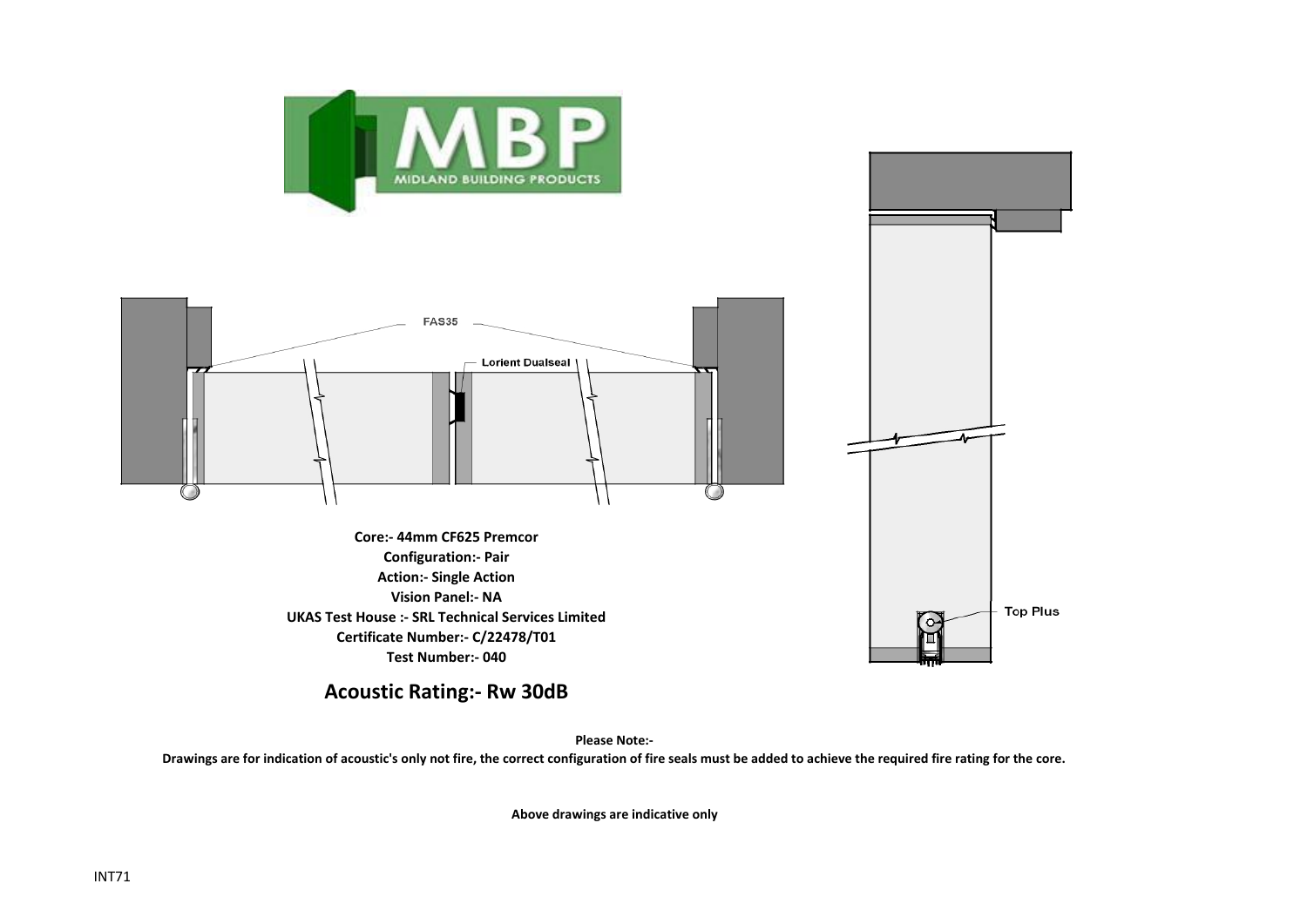MBP
MIDLAND BUILDING PRODUCTS

FAS35

Lorient Dualseal

Top Plus

**Core:- 44mm CF625 Premcor**
**Configuration:- Pair**
**Action:- Single Action**
**Vision Panel:- NA**
**UKAS Test House :- SRL Technical Services Limited**
**Certificate Number:- C/22478/T01**
**Test Number:- 040**

## Acoustic Rating:- Rw 30dB

**Please Note:-**
**Drawings are for indication of acoustic's only not fire, the correct configuration of fire seals must be added to achieve the required fire rating for the core.**

**Above drawings are indicative only**

INT71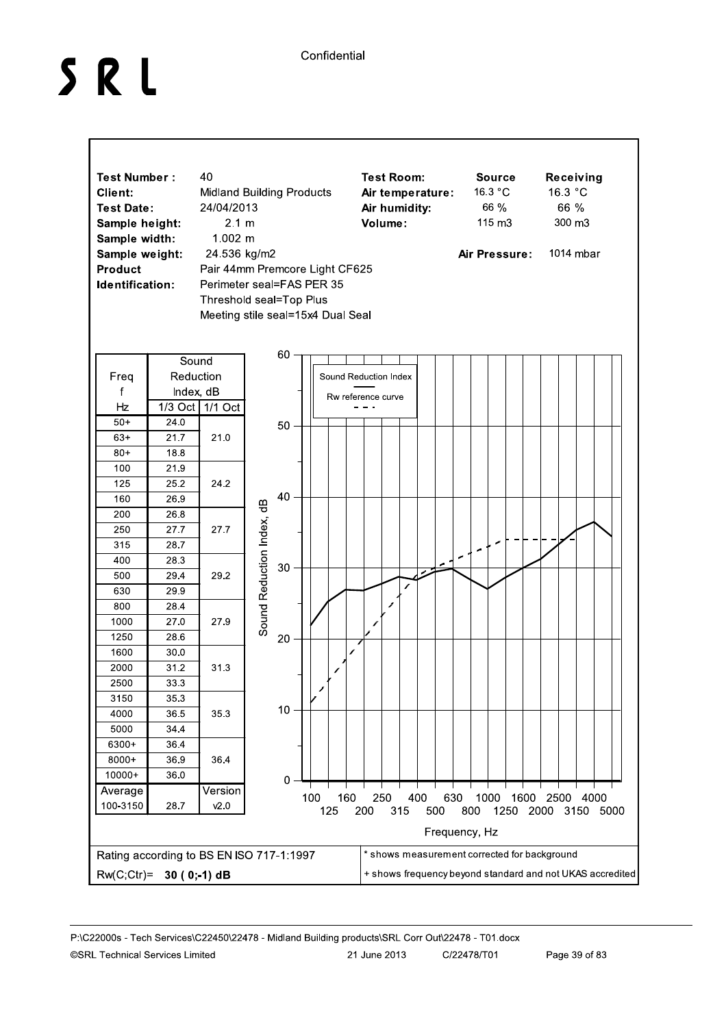SRL

Confidential

| | | | | | |
|---|---|---|---|---|---|
| **Test Number :** | 40 | **Test Room:** | **Source** | **Receiving** |
| **Client:** | Midland Building Products | **Air temperature:** | 16.3 °C | 16.3 °C |
| **Test Date:** | 24/04/2013 | **Air humidity:** | 66 % | 66 % |
| **Sample height:** | 2.1 m | **Volume:** | 115 m3 | 300 m3 |
| **Sample width:** | 1.002 m | | | |
| **Sample weight:** | 24.536 kg/m2 | **Air Pressure:** | | 1014 mbar |
| **Product Identification:** | Pair 44mm Premcore Light CF625<br>Perimeter seal=FAS PER 35<br>Threshold seal=Top Plus<br>Meeting stile seal=15x4 Dual Seal | | | |

| Freq f Hz | Sound Reduction Index, dB 1/3 Oct | 1/1 Oct |
|---|---|---|
| 50+ | 24.0 | |
| 63+ | 21.7 | 21.0 |
| 80+ | 18.8 | |
| 100 | 21.9 | |
| 125 | 25.2 | 24.2 |
| 160 | 26.9 | |
| 200 | 26.8 | |
| 250 | 27.7 | 27.7 |
| 315 | 28.7 | |
| 400 | 28.3 | |
| 500 | 29.4 | 29.2 |
| 630 | 29.9 | |
| 800 | 28.4 | |
| 1000 | 27.0 | 27.9 |
| 1250 | 28.6 | |
| 1600 | 30.0 | |
| 2000 | 31.2 | 31.3 |
| 2500 | 33.3 | |
| 3150 | 35.3 | |
| 4000 | 36.5 | 35.3 |
| 5000 | 34.4 | |
| 6300+ | 36.4 | |
| 8000+ | 36.9 | 36.4 |
| 10000+ | 36.0 | |
| Average 100-3150 | 28.7 | Version v2.0 |

Sound Reduction Index

Rw reference curve

Sound Reduction Index, dB

0, 10, 20, 30, 40, 50, 60

100, 125, 160, 200, 250, 315, 400, 500, 630, 800, 1000, 1250, 1600, 2000, 2500, 3150, 4000, 5000

Frequency, Hz

| Rating according to BS EN ISO 717-1:1997 | * shows measurement corrected for background |
|---|---|
| Rw(C;Ctr)= **30 ( 0;-1) dB** | + shows frequency beyond standard and not UKAS accredited |

P:\C22000s - Tech Services\C22450\22478 - Midland Building products\SRL Corr Out\22478 - T01.docx

©SRL Technical Services Limited 21 June 2013 C/22478/T01